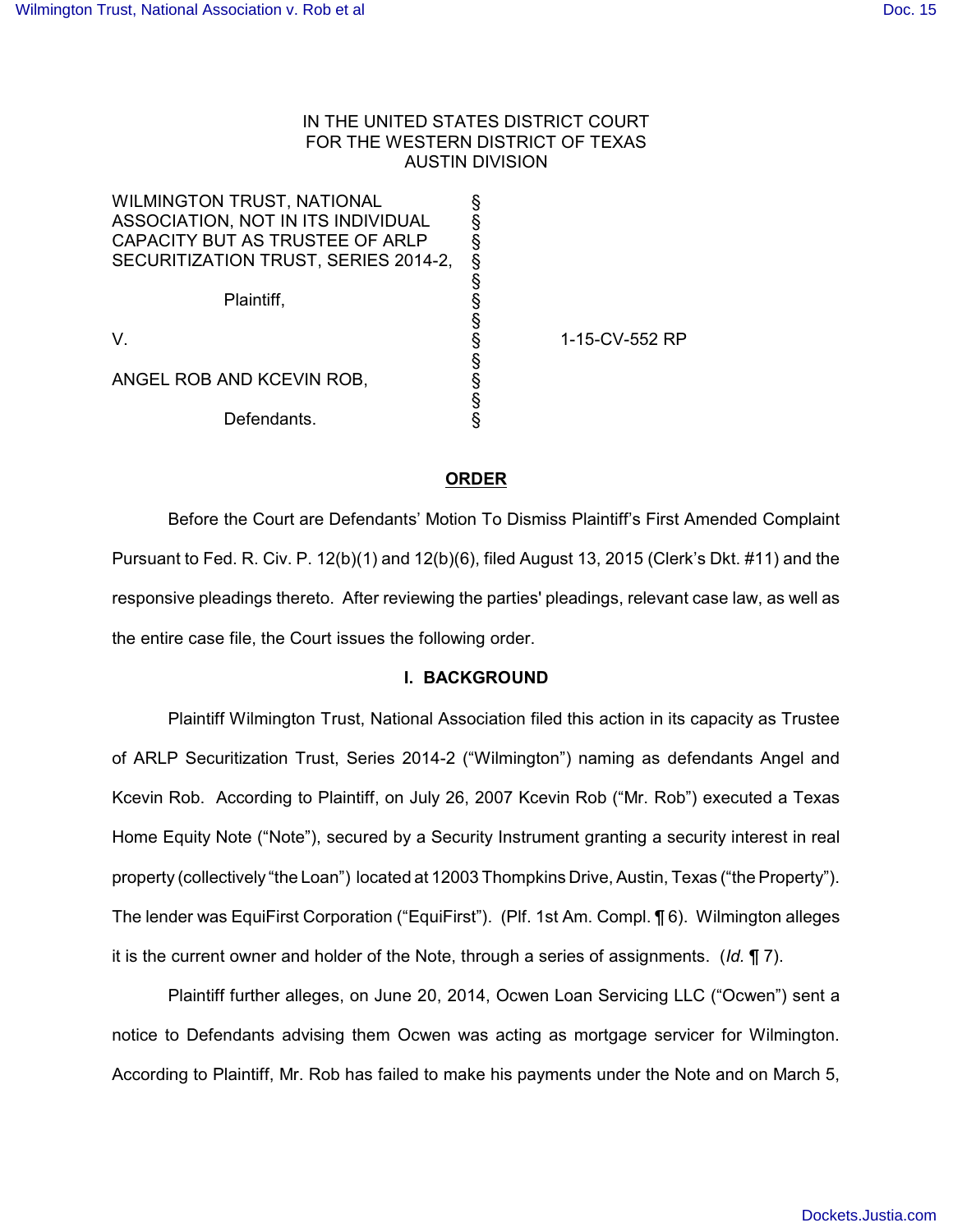IN THE UNITED STATES DISTRICT COURT
FOR THE WESTERN DISTRICT OF TEXAS
AUSTIN DIVISION

| | | |
|---|---|---|
| WILMINGTON TRUST, NATIONAL ASSOCIATION, NOT IN ITS INDIVIDUAL CAPACITY BUT AS TRUSTEE OF ARLP SECURITIZATION TRUST, SERIES 2014-2, | § | |
| Plaintiff, | § | |
| V. | § | 1-15-CV-552 RP |
| ANGEL ROB AND KCEVIN ROB, | § | |
| Defendants. | § | |

## ORDER

Before the Court are Defendants' Motion To Dismiss Plaintiff's First Amended Complaint Pursuant to Fed. R. Civ. P. 12(b)(1) and 12(b)(6), filed August 13, 2015 (Clerk's Dkt. #11) and the responsive pleadings thereto. After reviewing the parties' pleadings, relevant case law, as well as the entire case file, the Court issues the following order.

### I. BACKGROUND

Plaintiff Wilmington Trust, National Association filed this action in its capacity as Trustee of ARLP Securitization Trust, Series 2014-2 ("Wilmington") naming as defendants Angel and Kcevin Rob. According to Plaintiff, on July 26, 2007 Kcevin Rob ("Mr. Rob") executed a Texas Home Equity Note ("Note"), secured by a Security Instrument granting a security interest in real property (collectively "the Loan") located at 12003 Thompkins Drive, Austin, Texas ("the Property"). The lender was EquiFirst Corporation ("EquiFirst"). (Plf. 1st Am. Compl. ¶ 6). Wilmington alleges it is the current owner and holder of the Note, through a series of assignments. (*Id.* ¶ 7).

Plaintiff further alleges, on June 20, 2014, Ocwen Loan Servicing LLC ("Ocwen") sent a notice to Defendants advising them Ocwen was acting as mortgage servicer for Wilmington. According to Plaintiff, Mr. Rob has failed to make his payments under the Note and on March 5,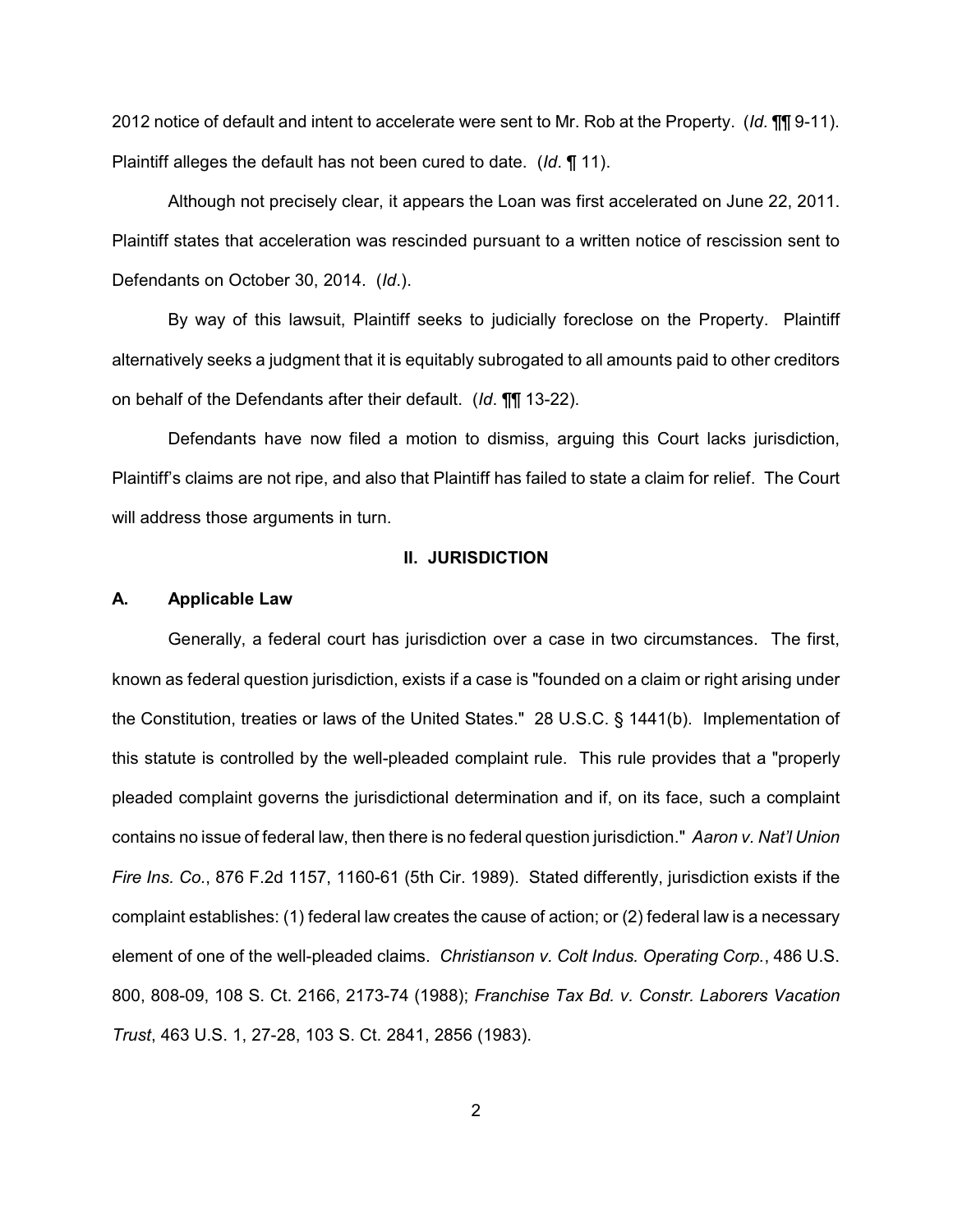2012 notice of default and intent to accelerate were sent to Mr. Rob at the Property. (*Id.* ¶¶ 9-11). Plaintiff alleges the default has not been cured to date. (*Id*. ¶ 11).

Although not precisely clear, it appears the Loan was first accelerated on June 22, 2011. Plaintiff states that acceleration was rescinded pursuant to a written notice of rescission sent to Defendants on October 30, 2014. (*Id*.).

By way of this lawsuit, Plaintiff seeks to judicially foreclose on the Property. Plaintiff alternatively seeks a judgment that it is equitably subrogated to all amounts paid to other creditors on behalf of the Defendants after their default. (*Id*. ¶¶ 13-22).

Defendants have now filed a motion to dismiss, arguing this Court lacks jurisdiction, Plaintiff's claims are not ripe, and also that Plaintiff has failed to state a claim for relief. The Court will address those arguments in turn.

## II. JURISDICTION

### A. Applicable Law

Generally, a federal court has jurisdiction over a case in two circumstances. The first, known as federal question jurisdiction, exists if a case is "founded on a claim or right arising under the Constitution, treaties or laws of the United States." 28 U.S.C. § 1441(b). Implementation of this statute is controlled by the well-pleaded complaint rule. This rule provides that a "properly pleaded complaint governs the jurisdictional determination and if, on its face, such a complaint contains no issue of federal law, then there is no federal question jurisdiction." *Aaron v. Nat'l Union Fire Ins. Co.*, 876 F.2d 1157, 1160-61 (5th Cir. 1989). Stated differently, jurisdiction exists if the complaint establishes: (1) federal law creates the cause of action; or (2) federal law is a necessary element of one of the well-pleaded claims. *Christianson v. Colt Indus. Operating Corp.*, 486 U.S. 800, 808-09, 108 S. Ct. 2166, 2173-74 (1988); *Franchise Tax Bd. v. Constr. Laborers Vacation Trust*, 463 U.S. 1, 27-28, 103 S. Ct. 2841, 2856 (1983).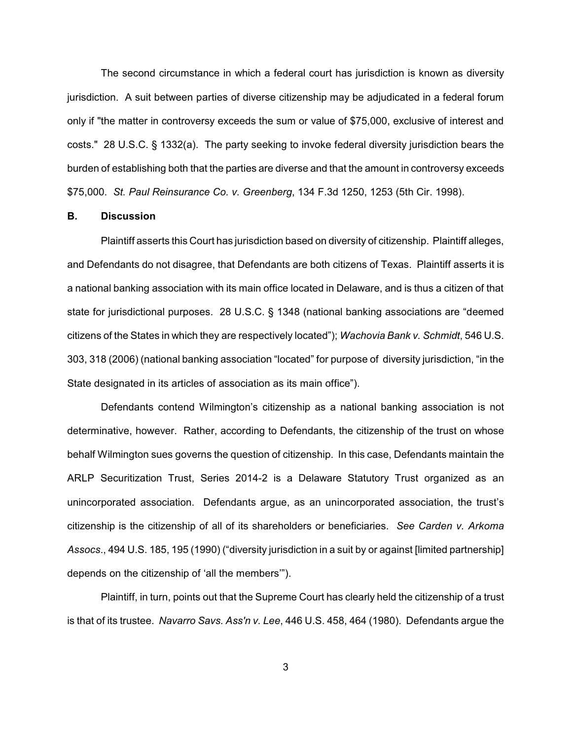The second circumstance in which a federal court has jurisdiction is known as diversity jurisdiction. A suit between parties of diverse citizenship may be adjudicated in a federal forum only if "the matter in controversy exceeds the sum or value of $75,000, exclusive of interest and costs." 28 U.S.C. § 1332(a). The party seeking to invoke federal diversity jurisdiction bears the burden of establishing both that the parties are diverse and that the amount in controversy exceeds $75,000. *St. Paul Reinsurance Co. v. Greenberg*, 134 F.3d 1250, 1253 (5th Cir. 1998).

**B. Discussion**

Plaintiff asserts this Court has jurisdiction based on diversity of citizenship. Plaintiff alleges, and Defendants do not disagree, that Defendants are both citizens of Texas. Plaintiff asserts it is a national banking association with its main office located in Delaware, and is thus a citizen of that state for jurisdictional purposes. 28 U.S.C. § 1348 (national banking associations are "deemed citizens of the States in which they are respectively located"); *Wachovia Bank v. Schmidt*, 546 U.S. 303, 318 (2006) (national banking association "located" for purpose of diversity jurisdiction, "in the State designated in its articles of association as its main office").

Defendants contend Wilmington's citizenship as a national banking association is not determinative, however. Rather, according to Defendants, the citizenship of the trust on whose behalf Wilmington sues governs the question of citizenship. In this case, Defendants maintain the ARLP Securitization Trust, Series 2014-2 is a Delaware Statutory Trust organized as an unincorporated association. Defendants argue, as an unincorporated association, the trust's citizenship is the citizenship of all of its shareholders or beneficiaries. *See Carden v. Arkoma Assocs*., 494 U.S. 185, 195 (1990) ("diversity jurisdiction in a suit by or against [limited partnership] depends on the citizenship of 'all the members'").

Plaintiff, in turn, points out that the Supreme Court has clearly held the citizenship of a trust is that of its trustee. *Navarro Savs. Ass'n v. Lee*, 446 U.S. 458, 464 (1980). Defendants argue the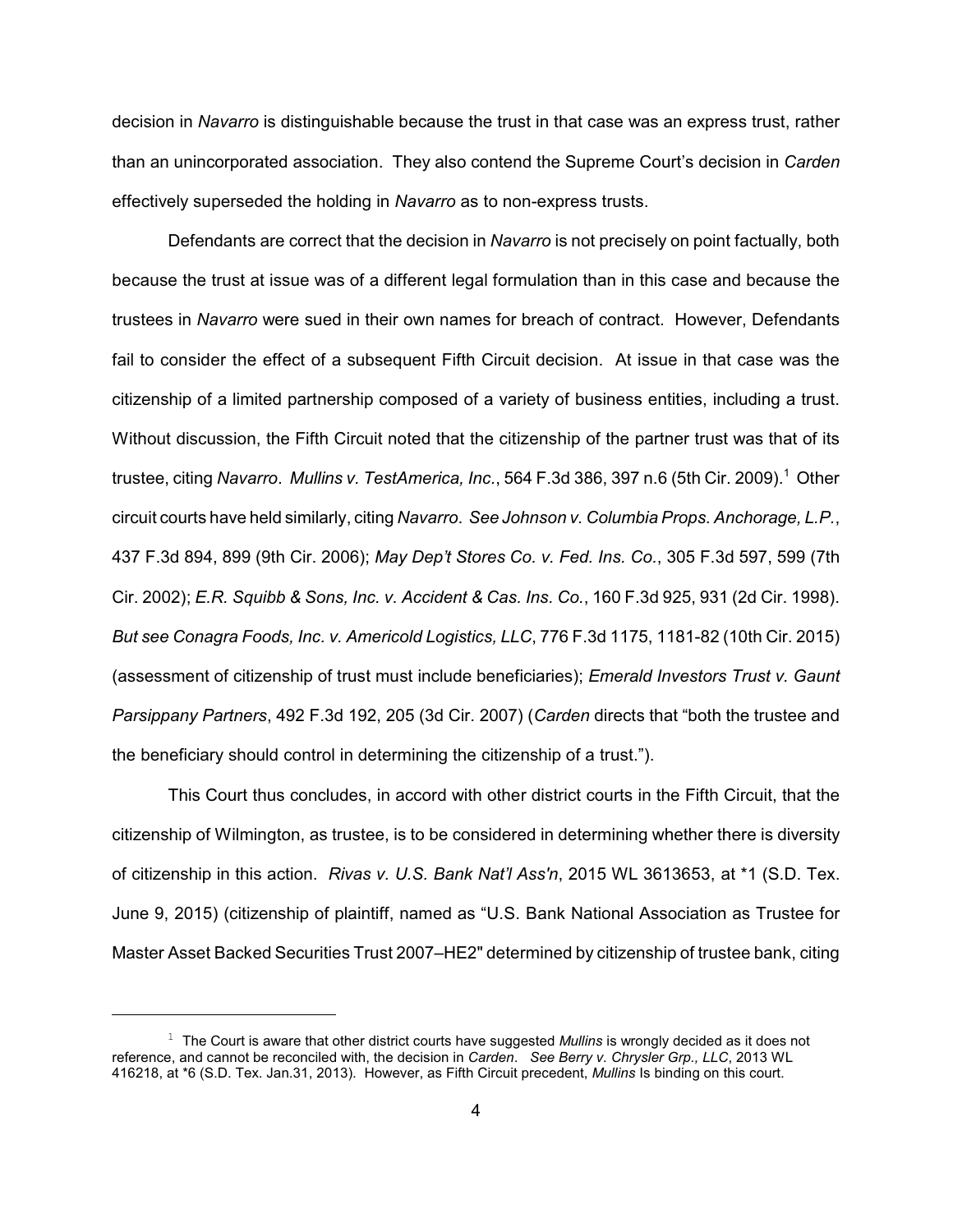decision in *Navarro* is distinguishable because the trust in that case was an express trust, rather than an unincorporated association. They also contend the Supreme Court's decision in *Carden* effectively superseded the holding in *Navarro* as to non-express trusts.

Defendants are correct that the decision in *Navarro* is not precisely on point factually, both because the trust at issue was of a different legal formulation than in this case and because the trustees in *Navarro* were sued in their own names for breach of contract. However, Defendants fail to consider the effect of a subsequent Fifth Circuit decision. At issue in that case was the citizenship of a limited partnership composed of a variety of business entities, including a trust. Without discussion, the Fifth Circuit noted that the citizenship of the partner trust was that of its trustee, citing *Navarro*. *Mullins v. TestAmerica, Inc.*, 564 F.3d 386, 397 n.6 (5th Cir. 2009).[1] Other circuit courts have held similarly, citing *Navarro*. *See Johnson v. Columbia Props. Anchorage, L.P.*, 437 F.3d 894, 899 (9th Cir. 2006); *May Dep't Stores Co. v. Fed. Ins. Co.*, 305 F.3d 597, 599 (7th Cir. 2002); *E.R. Squibb & Sons, Inc. v. Accident & Cas. Ins. Co.*, 160 F.3d 925, 931 (2d Cir. 1998). *But see Conagra Foods, Inc. v. Americold Logistics, LLC*, 776 F.3d 1175, 1181-82 (10th Cir. 2015) (assessment of citizenship of trust must include beneficiaries); *Emerald Investors Trust v. Gaunt Parsippany Partners*, 492 F.3d 192, 205 (3d Cir. 2007) (*Carden* directs that "both the trustee and the beneficiary should control in determining the citizenship of a trust.").

This Court thus concludes, in accord with other district courts in the Fifth Circuit, that the citizenship of Wilmington, as trustee, is to be considered in determining whether there is diversity of citizenship in this action. *Rivas v. U.S. Bank Nat'l Ass'n*, 2015 WL 3613653, at *1 (S.D. Tex. June 9, 2015) (citizenship of plaintiff, named as "U.S. Bank National Association as Trustee for Master Asset Backed Securities Trust 2007–HE2" determined by citizenship of trustee bank, citing

---

[1] The Court is aware that other district courts have suggested *Mullins* is wrongly decided as it does not reference, and cannot be reconciled with, the decision in *Carden*. *See Berry v. Chrysler Grp., LLC*, 2013 WL 416218, at *6 (S.D. Tex. Jan.31, 2013). However, as Fifth Circuit precedent, *Mullins* Is binding on this court.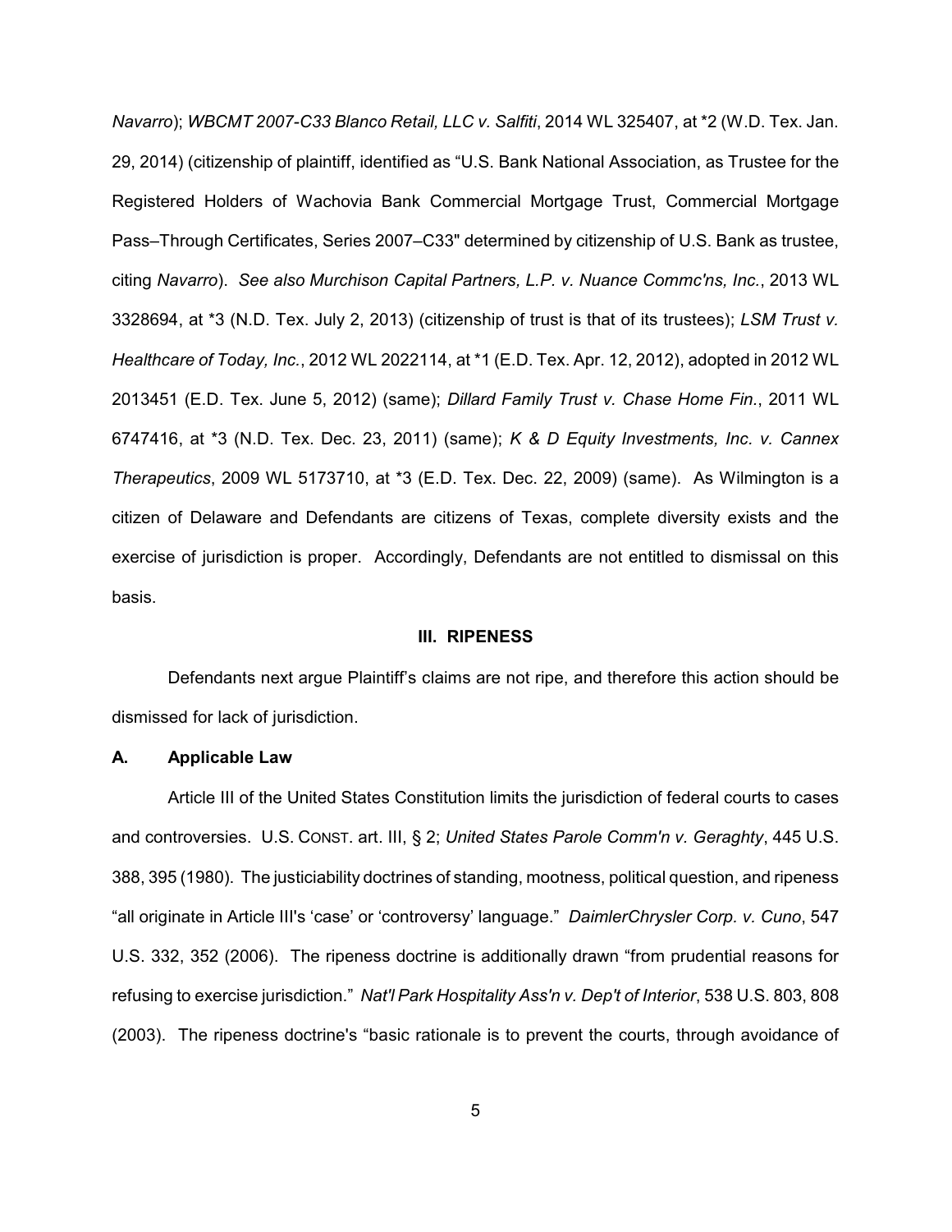*Navarro*); *WBCMT 2007-C33 Blanco Retail, LLC v. Salfiti*, 2014 WL 325407, at *2 (W.D. Tex. Jan. 29, 2014) (citizenship of plaintiff, identified as "U.S. Bank National Association, as Trustee for the Registered Holders of Wachovia Bank Commercial Mortgage Trust, Commercial Mortgage Pass–Through Certificates, Series 2007–C33" determined by citizenship of U.S. Bank as trustee, citing *Navarro*). *See also Murchison Capital Partners, L.P. v. Nuance Commc'ns, Inc.*, 2013 WL 3328694, at *3 (N.D. Tex. July 2, 2013) (citizenship of trust is that of its trustees); *LSM Trust v. Healthcare of Today, Inc.*, 2012 WL 2022114, at *1 (E.D. Tex. Apr. 12, 2012), adopted in 2012 WL 2013451 (E.D. Tex. June 5, 2012) (same); *Dillard Family Trust v. Chase Home Fin.*, 2011 WL 6747416, at *3 (N.D. Tex. Dec. 23, 2011) (same); *K & D Equity Investments, Inc. v. Cannex Therapeutics*, 2009 WL 5173710, at *3 (E.D. Tex. Dec. 22, 2009) (same). As Wilmington is a citizen of Delaware and Defendants are citizens of Texas, complete diversity exists and the exercise of jurisdiction is proper. Accordingly, Defendants are not entitled to dismissal on this basis.

## III. RIPENESS

Defendants next argue Plaintiff's claims are not ripe, and therefore this action should be dismissed for lack of jurisdiction.

### A. Applicable Law

Article III of the United States Constitution limits the jurisdiction of federal courts to cases and controversies. U.S. CONST. art. III, § 2; *United States Parole Comm'n v. Geraghty*, 445 U.S. 388, 395 (1980). The justiciability doctrines of standing, mootness, political question, and ripeness "all originate in Article III's 'case' or 'controversy' language." *DaimlerChrysler Corp. v. Cuno*, 547 U.S. 332, 352 (2006). The ripeness doctrine is additionally drawn "from prudential reasons for refusing to exercise jurisdiction." *Nat'l Park Hospitality Ass'n v. Dep't of Interior*, 538 U.S. 803, 808 (2003). The ripeness doctrine's "basic rationale is to prevent the courts, through avoidance of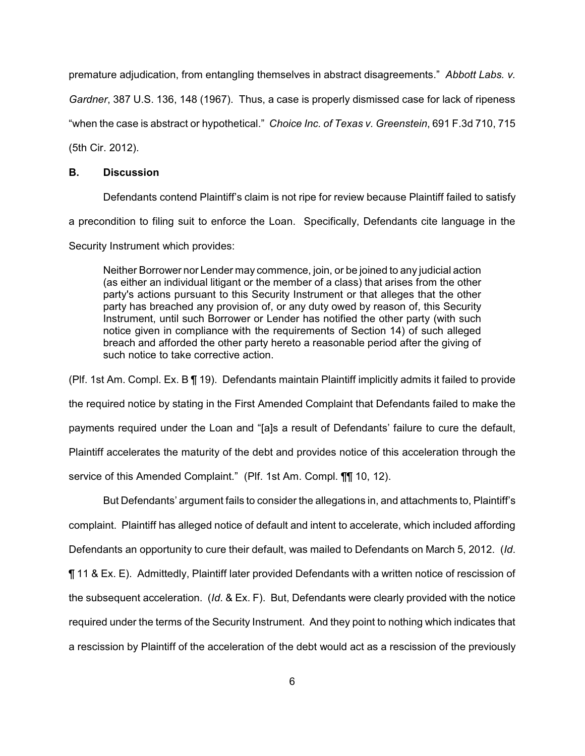premature adjudication, from entangling themselves in abstract disagreements." *Abbott Labs. v. Gardner*, 387 U.S. 136, 148 (1967). Thus, a case is properly dismissed case for lack of ripeness "when the case is abstract or hypothetical." *Choice Inc. of Texas v. Greenstein*, 691 F.3d 710, 715 (5th Cir. 2012).

**B. Discussion**

Defendants contend Plaintiff's claim is not ripe for review because Plaintiff failed to satisfy a precondition to filing suit to enforce the Loan. Specifically, Defendants cite language in the Security Instrument which provides:

> Neither Borrower nor Lender may commence, join, or be joined to any judicial action (as either an individual litigant or the member of a class) that arises from the other party's actions pursuant to this Security Instrument or that alleges that the other party has breached any provision of, or any duty owed by reason of, this Security Instrument, until such Borrower or Lender has notified the other party (with such notice given in compliance with the requirements of Section 14) of such alleged breach and afforded the other party hereto a reasonable period after the giving of such notice to take corrective action.

(Plf. 1st Am. Compl. Ex. B ¶ 19). Defendants maintain Plaintiff implicitly admits it failed to provide the required notice by stating in the First Amended Complaint that Defendants failed to make the payments required under the Loan and "[a]s a result of Defendants' failure to cure the default, Plaintiff accelerates the maturity of the debt and provides notice of this acceleration through the service of this Amended Complaint." (Plf. 1st Am. Compl. ¶¶ 10, 12).

But Defendants' argument fails to consider the allegations in, and attachments to, Plaintiff's complaint. Plaintiff has alleged notice of default and intent to accelerate, which included affording Defendants an opportunity to cure their default, was mailed to Defendants on March 5, 2012. (*Id*. ¶ 11 & Ex. E). Admittedly, Plaintiff later provided Defendants with a written notice of rescission of the subsequent acceleration. (*Id*. & Ex. F). But, Defendants were clearly provided with the notice required under the terms of the Security Instrument. And they point to nothing which indicates that a rescission by Plaintiff of the acceleration of the debt would act as a rescission of the previously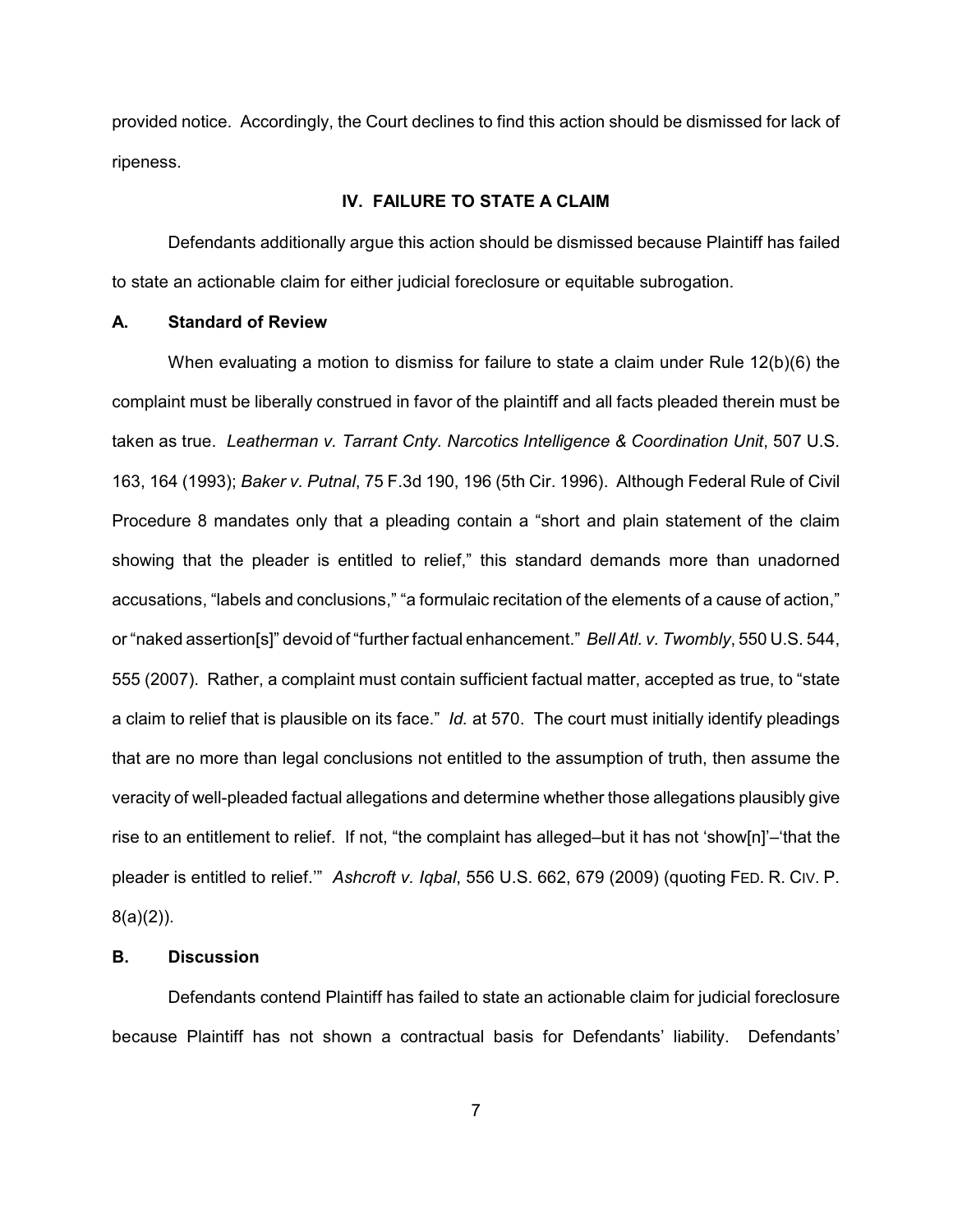provided notice. Accordingly, the Court declines to find this action should be dismissed for lack of ripeness.

## IV. FAILURE TO STATE A CLAIM

Defendants additionally argue this action should be dismissed because Plaintiff has failed to state an actionable claim for either judicial foreclosure or equitable subrogation.

### A. Standard of Review

When evaluating a motion to dismiss for failure to state a claim under Rule 12(b)(6) the complaint must be liberally construed in favor of the plaintiff and all facts pleaded therein must be taken as true. *Leatherman v. Tarrant Cnty. Narcotics Intelligence & Coordination Unit*, 507 U.S. 163, 164 (1993); *Baker v. Putnal*, 75 F.3d 190, 196 (5th Cir. 1996). Although Federal Rule of Civil Procedure 8 mandates only that a pleading contain a "short and plain statement of the claim showing that the pleader is entitled to relief," this standard demands more than unadorned accusations, "labels and conclusions," "a formulaic recitation of the elements of a cause of action," or "naked assertion[s]" devoid of "further factual enhancement." *Bell Atl. v. Twombly*, 550 U.S. 544, 555 (2007). Rather, a complaint must contain sufficient factual matter, accepted as true, to "state a claim to relief that is plausible on its face." *Id.* at 570. The court must initially identify pleadings that are no more than legal conclusions not entitled to the assumption of truth, then assume the veracity of well-pleaded factual allegations and determine whether those allegations plausibly give rise to an entitlement to relief. If not, "the complaint has alleged–but it has not 'show[n]'–'that the pleader is entitled to relief.'" *Ashcroft v. Iqbal*, 556 U.S. 662, 679 (2009) (quoting FED. R. CIV. P. 8(a)(2)).

### B. Discussion

Defendants contend Plaintiff has failed to state an actionable claim for judicial foreclosure because Plaintiff has not shown a contractual basis for Defendants' liability. Defendants'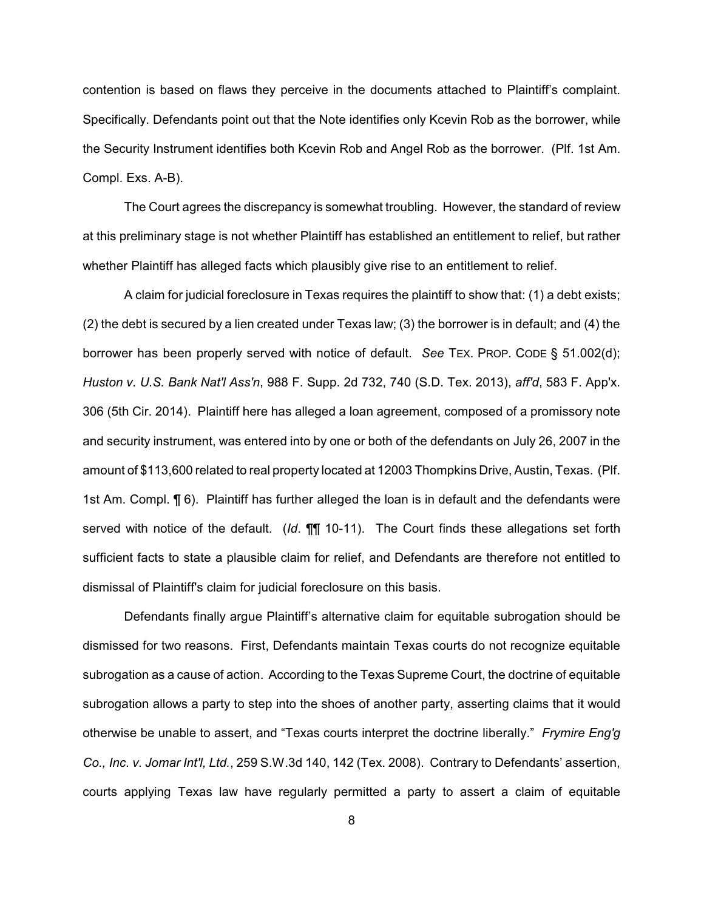contention is based on flaws they perceive in the documents attached to Plaintiff's complaint. Specifically. Defendants point out that the Note identifies only Kcevin Rob as the borrower, while the Security Instrument identifies both Kcevin Rob and Angel Rob as the borrower. (Plf. 1st Am. Compl. Exs. A-B).

The Court agrees the discrepancy is somewhat troubling. However, the standard of review at this preliminary stage is not whether Plaintiff has established an entitlement to relief, but rather whether Plaintiff has alleged facts which plausibly give rise to an entitlement to relief.

A claim for judicial foreclosure in Texas requires the plaintiff to show that: (1) a debt exists; (2) the debt is secured by a lien created under Texas law; (3) the borrower is in default; and (4) the borrower has been properly served with notice of default. *See* TEX. PROP. CODE § 51.002(d); *Huston v. U.S. Bank Nat'l Ass'n*, 988 F. Supp. 2d 732, 740 (S.D. Tex. 2013), *aff'd*, 583 F. App'x. 306 (5th Cir. 2014). Plaintiff here has alleged a loan agreement, composed of a promissory note and security instrument, was entered into by one or both of the defendants on July 26, 2007 in the amount of $113,600 related to real property located at 12003 Thompkins Drive, Austin, Texas. (Plf. 1st Am. Compl. ¶ 6). Plaintiff has further alleged the loan is in default and the defendants were served with notice of the default. (*Id*. ¶¶ 10-11). The Court finds these allegations set forth sufficient facts to state a plausible claim for relief, and Defendants are therefore not entitled to dismissal of Plaintiff's claim for judicial foreclosure on this basis.

Defendants finally argue Plaintiff's alternative claim for equitable subrogation should be dismissed for two reasons. First, Defendants maintain Texas courts do not recognize equitable subrogation as a cause of action. According to the Texas Supreme Court, the doctrine of equitable subrogation allows a party to step into the shoes of another party, asserting claims that it would otherwise be unable to assert, and "Texas courts interpret the doctrine liberally." *Frymire Eng'g Co., Inc. v. Jomar Int'l, Ltd.*, 259 S.W.3d 140, 142 (Tex. 2008). Contrary to Defendants' assertion, courts applying Texas law have regularly permitted a party to assert a claim of equitable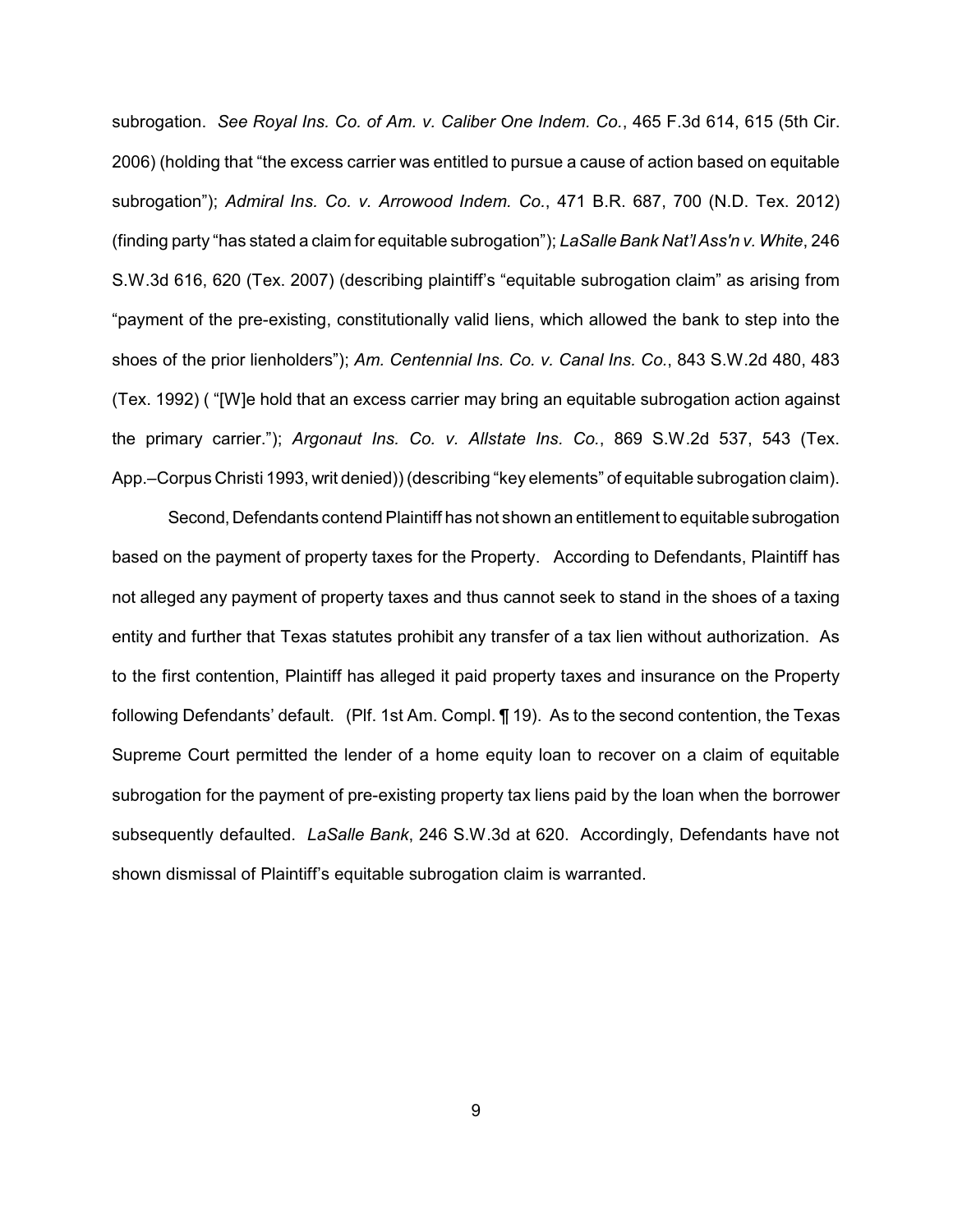subrogation. *See Royal Ins. Co. of Am. v. Caliber One Indem. Co.*, 465 F.3d 614, 615 (5th Cir. 2006) (holding that "the excess carrier was entitled to pursue a cause of action based on equitable subrogation"); *Admiral Ins. Co. v. Arrowood Indem. Co.*, 471 B.R. 687, 700 (N.D. Tex. 2012) (finding party "has stated a claim for equitable subrogation"); *LaSalle Bank Nat'l Ass'n v. White*, 246 S.W.3d 616, 620 (Tex. 2007) (describing plaintiff's "equitable subrogation claim" as arising from "payment of the pre-existing, constitutionally valid liens, which allowed the bank to step into the shoes of the prior lienholders"); *Am. Centennial Ins. Co. v. Canal Ins. Co.*, 843 S.W.2d 480, 483 (Tex. 1992) ( "[W]e hold that an excess carrier may bring an equitable subrogation action against the primary carrier."); *Argonaut Ins. Co. v. Allstate Ins. Co.*, 869 S.W.2d 537, 543 (Tex. App.–Corpus Christi 1993, writ denied)) (describing "key elements" of equitable subrogation claim).

Second, Defendants contend Plaintiff has not shown an entitlement to equitable subrogation based on the payment of property taxes for the Property. According to Defendants, Plaintiff has not alleged any payment of property taxes and thus cannot seek to stand in the shoes of a taxing entity and further that Texas statutes prohibit any transfer of a tax lien without authorization. As to the first contention, Plaintiff has alleged it paid property taxes and insurance on the Property following Defendants' default. (Plf. 1st Am. Compl. ¶ 19). As to the second contention, the Texas Supreme Court permitted the lender of a home equity loan to recover on a claim of equitable subrogation for the payment of pre-existing property tax liens paid by the loan when the borrower subsequently defaulted. *LaSalle Bank*, 246 S.W.3d at 620. Accordingly, Defendants have not shown dismissal of Plaintiff's equitable subrogation claim is warranted.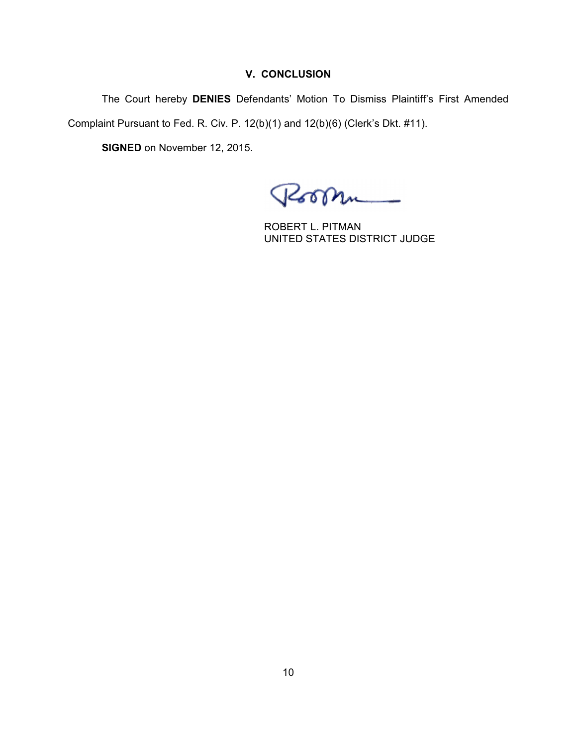## V. CONCLUSION

The Court hereby **DENIES** Defendants' Motion To Dismiss Plaintiff's First Amended Complaint Pursuant to Fed. R. Civ. P. 12(b)(1) and 12(b)(6) (Clerk's Dkt. #11).

**SIGNED** on November 12, 2015.

ROBERT L. PITMAN
UNITED STATES DISTRICT JUDGE